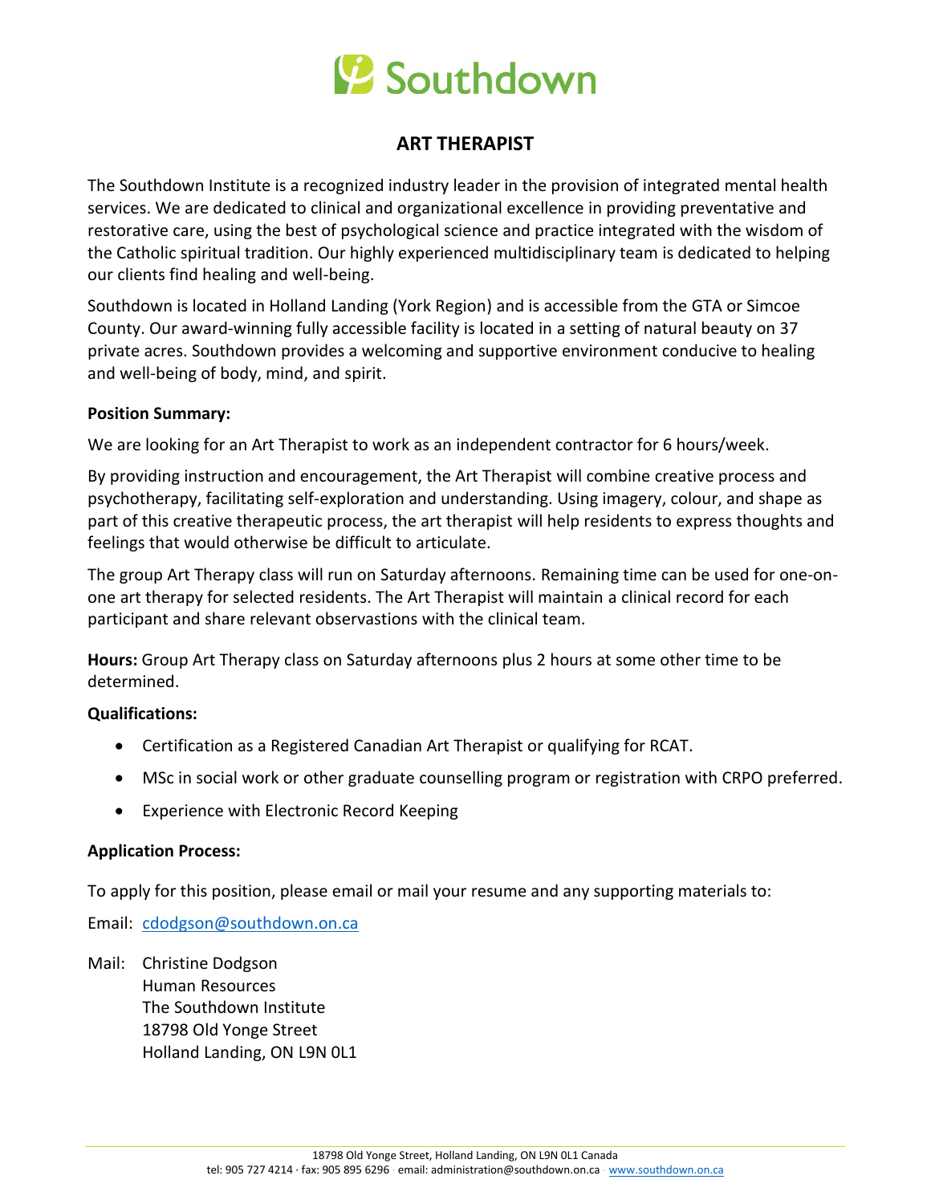# Southdown

## ART THERAPIST

The Southdown Institute is a recognized industry leader in the provision of integrated mental health services. We are dedicated to clinical and organizational excellence in providing preventative and restorative care, using the best of psychological science and practice integrated with the wisdom of the Catholic spiritual tradition. Our highly experienced multidisciplinary team is dedicated to helping our clients find healing and well-being.

Southdown is located in Holland Landing (York Region) and is accessible from the GTA or Simcoe County. Our award-winning fully accessible facility is located in a setting of natural beauty on 37 private acres. Southdown provides a welcoming and supportive environment conducive to healing and well-being of body, mind, and spirit.

**Position Summary:**

We are looking for an Art Therapist to work as an independent contractor for 6 hours/week.

By providing instruction and encouragement, the Art Therapist will combine creative process and psychotherapy, facilitating self-exploration and understanding. Using imagery, colour, and shape as part of this creative therapeutic process, the art therapist will help residents to express thoughts and feelings that would otherwise be difficult to articulate.

The group Art Therapy class will run on Saturday afternoons. Remaining time can be used for one-on-one art therapy for selected residents. The Art Therapist will maintain a clinical record for each participant and share relevant observastions with the clinical team.

**Hours:** Group Art Therapy class on Saturday afternoons plus 2 hours at some other time to be determined.

**Qualifications:**

- Certification as a Registered Canadian Art Therapist or qualifying for RCAT.
- MSc in social work or other graduate counselling program or registration with CRPO preferred.
- Experience with Electronic Record Keeping

**Application Process:**

To apply for this position, please email or mail your resume and any supporting materials to:

Email: cdodgson@southdown.on.ca

Mail: Christine Dodgson
Human Resources
The Southdown Institute
18798 Old Yonge Street
Holland Landing, ON L9N 0L1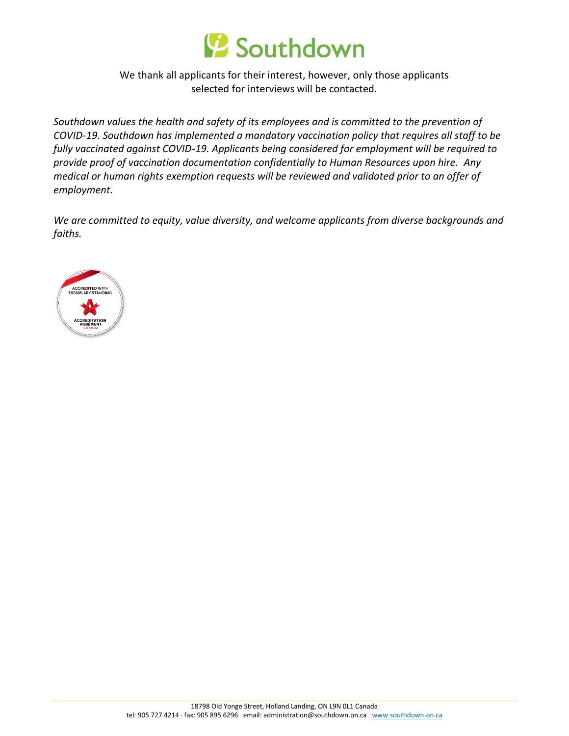We thank all applicants for their interest, however, only those applicants selected for interviews will be contacted.

*Southdown values the health and safety of its employees and is committed to the prevention of COVID-19. Southdown has implemented a mandatory vaccination policy that requires all staff to be fully vaccinated against COVID-19. Applicants being considered for employment will be required to provide proof of vaccination documentation confidentially to Human Resources upon hire. Any medical or human rights exemption requests will be reviewed and validated prior to an offer of employment.*

*We are committed to equity, value diversity, and welcome applicants from diverse backgrounds and faiths.*

18798 Old Yonge Street, Holland Landing, ON L9N 0L1 Canada
tel: 905 727 4214 · fax: 905 895 6296 · email: administration@southdown.on.ca · www.southdown.on.ca